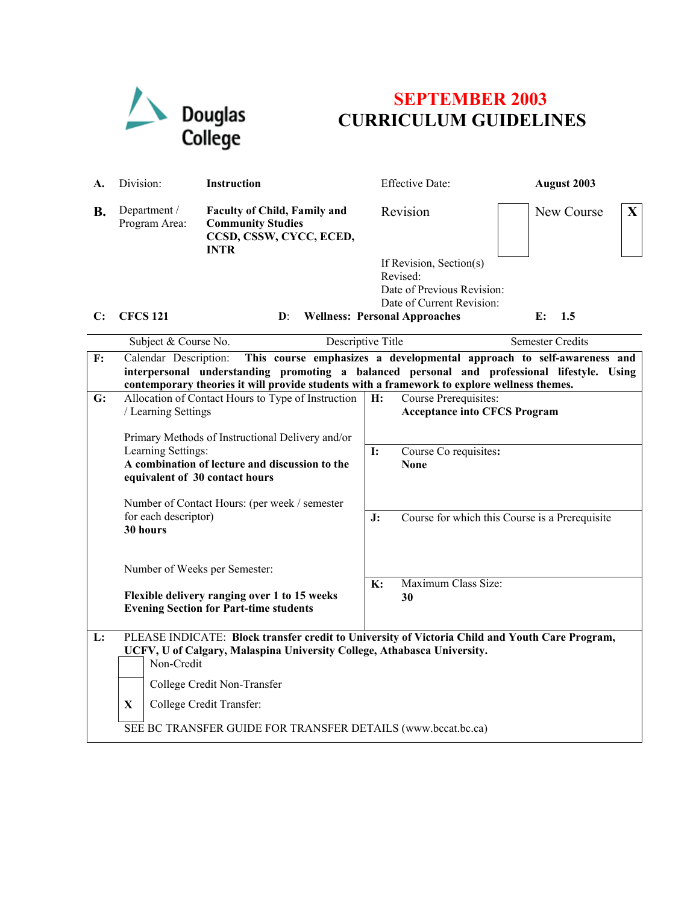Douglas College

# SEPTEMBER 2003
# CURRICULUM GUIDELINES

**A.** Division: **Instruction**

Effective Date: **August 2003**

**B.** Department / Program Area: **Faculty of Child, Family and Community Studies CCSD, CSSW, CYCC, ECED, INTR**

Revision [ ] New Course [X]

If Revision, Section(s) Revised:
Date of Previous Revision:
Date of Current Revision:

| C: CFCS 121 | D: Wellness: Personal Approaches | E: 1.5 |
|---|---|---|
| Subject & Course No. | Descriptive Title | Semester Credits |

**F:** Calendar Description: **This course emphasizes a developmental approach to self-awareness and interpersonal understanding promoting a balanced personal and professional lifestyle. Using contemporary theories it will provide students with a framework to explore wellness themes.**

**G:** Allocation of Contact Hours to Type of Instruction / Learning Settings

Primary Methods of Instructional Delivery and/or Learning Settings:
**A combination of lecture and discussion to the equivalent of 30 contact hours**

Number of Contact Hours: (per week / semester for each descriptor)
**30 hours**

Number of Weeks per Semester:

**Flexible delivery ranging over 1 to 15 weeks**
**Evening Section for Part-time students**

**H:** Course Prerequisites:
**Acceptance into CFCS Program**

**I:** Course Co requisites:
**None**

**J:** Course for which this Course is a Prerequisite

**K:** Maximum Class Size:
**30**

**L:** PLEASE INDICATE: **Block transfer credit to University of Victoria Child and Youth Care Program, UCFV, U of Calgary, Malaspina University College, Athabasca University.**

[ ] Non-Credit

[ ] College Credit Non-Transfer

[X] College Credit Transfer:

SEE BC TRANSFER GUIDE FOR TRANSFER DETAILS (www.bccat.bc.ca)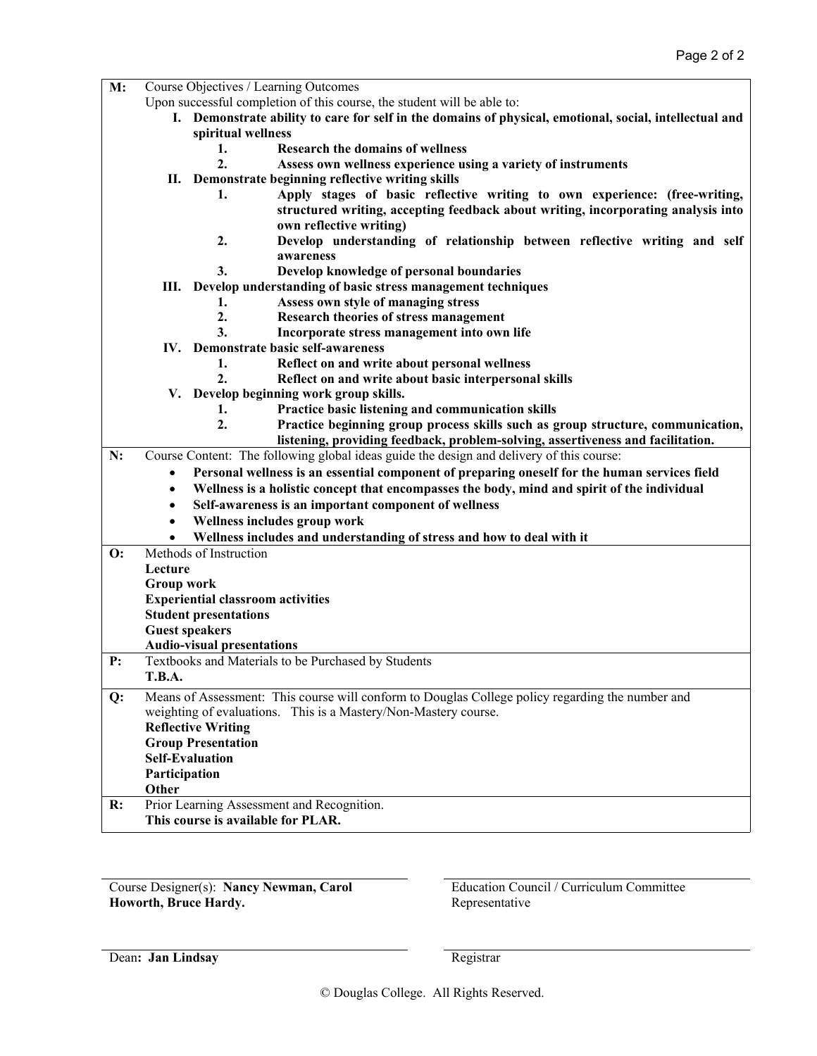| | |
|---|---|
| **M:** | Course Objectives / Learning Outcomes<br>Upon successful completion of this course, the student will be able to:<br>**I. Demonstrate ability to care for self in the domains of physical, emotional, social, intellectual and spiritual wellness**<br>**1. Research the domains of wellness**<br>**2. Assess own wellness experience using a variety of instruments**<br>**II. Demonstrate beginning reflective writing skills**<br>**1. Apply stages of basic reflective writing to own experience: (free-writing, structured writing, accepting feedback about writing, incorporating analysis into own reflective writing)**<br>**2. Develop understanding of relationship between reflective writing and self awareness**<br>**3. Develop knowledge of personal boundaries**<br>**III. Develop understanding of basic stress management techniques**<br>**1. Assess own style of managing stress**<br>**2. Research theories of stress management**<br>**3. Incorporate stress management into own life**<br>**IV. Demonstrate basic self-awareness**<br>**1. Reflect on and write about personal wellness**<br>**2. Reflect on and write about basic interpersonal skills**<br>**V. Develop beginning work group skills.**<br>**1. Practice basic listening and communication skills**<br>**2. Practice beginning group process skills such as group structure, communication, listening, providing feedback, problem-solving, assertiveness and facilitation.** |
| **N:** | Course Content: The following global ideas guide the design and delivery of this course:<br>• **Personal wellness is an essential component of preparing oneself for the human services field**<br>• **Wellness is a holistic concept that encompasses the body, mind and spirit of the individual**<br>• **Self-awareness is an important component of wellness**<br>• **Wellness includes group work**<br>• **Wellness includes and understanding of stress and how to deal with it** |
| **O:** | Methods of Instruction<br>**Lecture**<br>**Group work**<br>**Experiential classroom activities**<br>**Student presentations**<br>**Guest speakers**<br>**Audio-visual presentations** |
| **P:** | Textbooks and Materials to be Purchased by Students<br>**T.B.A.** |
| **Q:** | Means of Assessment: This course will conform to Douglas College policy regarding the number and weighting of evaluations. This is a Mastery/Non-Mastery course.<br>**Reflective Writing**<br>**Group Presentation**<br>**Self-Evaluation**<br>**Participation**<br>**Other** |
| **R:** | Prior Learning Assessment and Recognition.<br>**This course is available for PLAR.** |

Course Designer(s): **Nancy Newman, Carol Howorth, Bruce Hardy.**

Education Council / Curriculum Committee Representative

Dean**: Jan Lindsay**

Registrar

© Douglas College. All Rights Reserved.